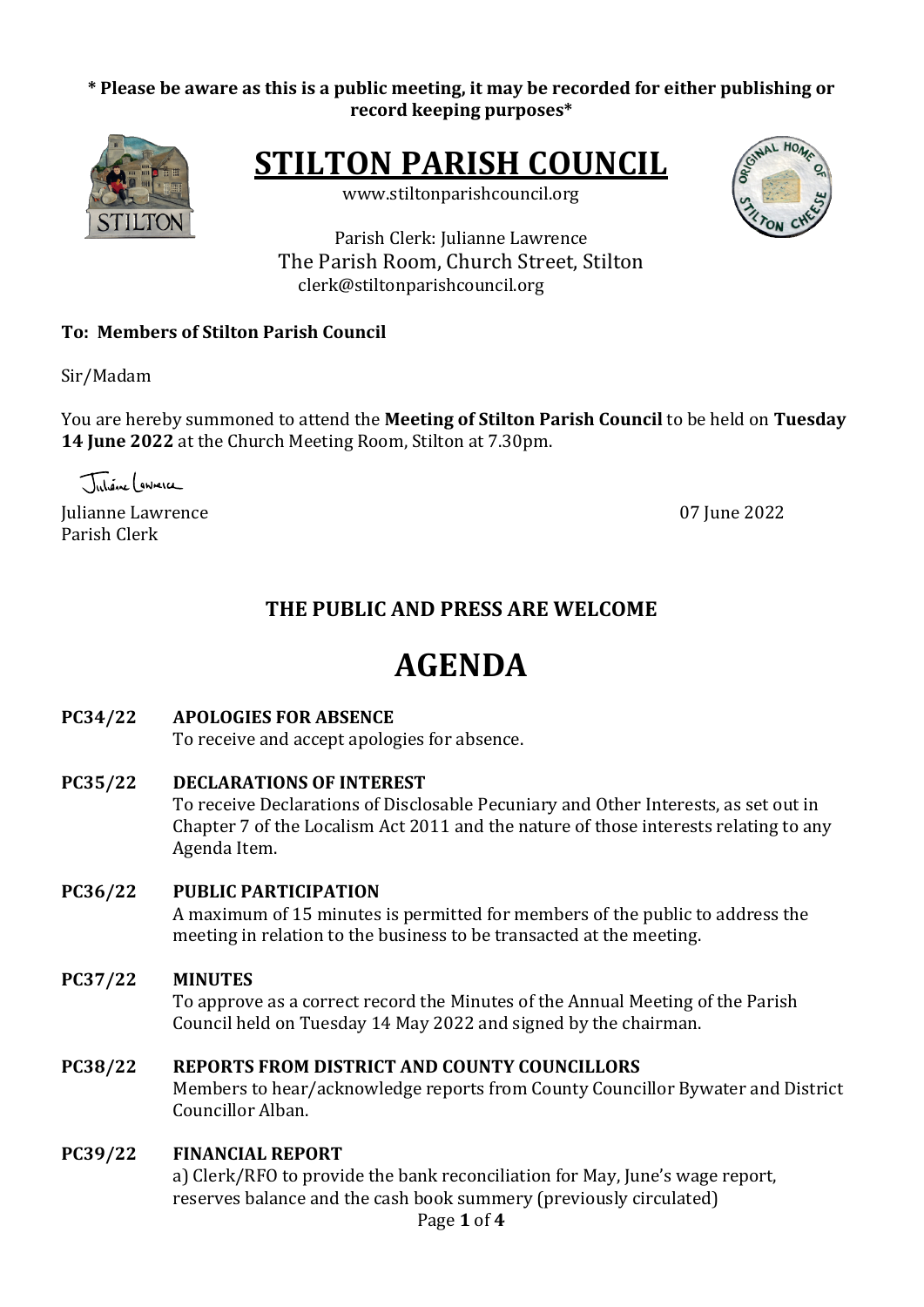**\* Please be aware as this is a public meeting, it may be recorded for either publishing or record keeping purposes\***

# STILTON PARISH COUNCIL

www.stiltonparishcouncil.org

Parish Clerk: Julianne Lawrence
The Parish Room, Church Street, Stilton
clerk@stiltonparishcouncil.org

**To: Members of Stilton Parish Council**

Sir/Madam

You are hereby summoned to attend the **Meeting of Stilton Parish Council** to be held on **Tuesday 14 June 2022** at the Church Meeting Room, Stilton at 7.30pm.

Julianne Lawrence
Parish Clerk

07 June 2022

## THE PUBLIC AND PRESS ARE WELCOME

# AGENDA

**PC34/22 APOLOGIES FOR ABSENCE**
To receive and accept apologies for absence.

**PC35/22 DECLARATIONS OF INTEREST**
To receive Declarations of Disclosable Pecuniary and Other Interests, as set out in Chapter 7 of the Localism Act 2011 and the nature of those interests relating to any Agenda Item.

**PC36/22 PUBLIC PARTICIPATION**
A maximum of 15 minutes is permitted for members of the public to address the meeting in relation to the business to be transacted at the meeting.

**PC37/22 MINUTES**
To approve as a correct record the Minutes of the Annual Meeting of the Parish Council held on Tuesday 14 May 2022 and signed by the chairman.

**PC38/22 REPORTS FROM DISTRICT AND COUNTY COUNCILLORS**
Members to hear/acknowledge reports from County Councillor Bywater and District Councillor Alban.

**PC39/22 FINANCIAL REPORT**
a) Clerk/RFO to provide the bank reconciliation for May, June's wage report, reserves balance and the cash book summery (previously circulated)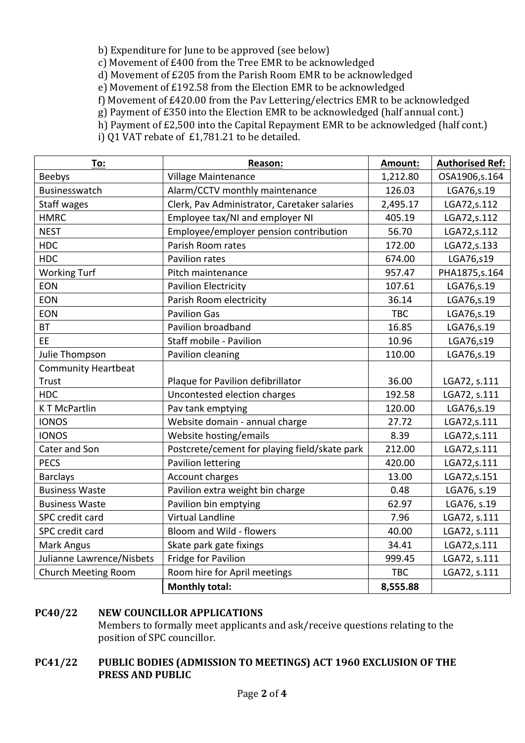b) Expenditure for June to be approved (see below)
c) Movement of £400 from the Tree EMR to be acknowledged
d) Movement of £205 from the Parish Room EMR to be acknowledged
e) Movement of £192.58 from the Election EMR to be acknowledged
f) Movement of £420.00 from the Pav Lettering/electrics EMR to be acknowledged
g) Payment of £350 into the Election EMR to be acknowledged (half annual cont.)
h) Payment of £2,500 into the Capital Repayment EMR to be acknowledged (half cont.)
i) Q1 VAT rebate of £1,781.21 to be detailed.

| To: | Reason: | Amount: | Authorised Ref: |
|---|---|---|---|
| Beebys | Village Maintenance | 1,212.80 | OSA1906,s.164 |
| Businesswatch | Alarm/CCTV monthly maintenance | 126.03 | LGA76,s.19 |
| Staff wages | Clerk, Pav Administrator, Caretaker salaries | 2,495.17 | LGA72,s.112 |
| HMRC | Employee tax/NI and employer NI | 405.19 | LGA72,s.112 |
| NEST | Employee/employer pension contribution | 56.70 | LGA72,s.112 |
| HDC | Parish Room rates | 172.00 | LGA72,s.133 |
| HDC | Pavilion rates | 674.00 | LGA76,s19 |
| Working Turf | Pitch maintenance | 957.47 | PHA1875,s.164 |
| EON | Pavilion Electricity | 107.61 | LGA76,s.19 |
| EON | Parish Room electricity | 36.14 | LGA76,s.19 |
| EON | Pavilion Gas | TBC | LGA76,s.19 |
| BT | Pavilion broadband | 16.85 | LGA76,s.19 |
| EE | Staff mobile - Pavilion | 10.96 | LGA76,s19 |
| Julie Thompson | Pavilion cleaning | 110.00 | LGA76,s.19 |
| Community Heartbeat Trust | Plaque for Pavilion defibrillator | 36.00 | LGA72, s.111 |
| HDC | Uncontested election charges | 192.58 | LGA72, s.111 |
| K T McPartlin | Pav tank emptying | 120.00 | LGA76,s.19 |
| IONOS | Website domain - annual charge | 27.72 | LGA72,s.111 |
| IONOS | Website hosting/emails | 8.39 | LGA72,s.111 |
| Cater and Son | Postcrete/cement for playing field/skate park | 212.00 | LGA72,s.111 |
| PECS | Pavilion lettering | 420.00 | LGA72,s.111 |
| Barclays | Account charges | 13.00 | LGA72,s.151 |
| Business Waste | Pavilion extra weight bin charge | 0.48 | LGA76, s.19 |
| Business Waste | Pavilion bin emptying | 62.97 | LGA76, s.19 |
| SPC credit card | Virtual Landline | 7.96 | LGA72, s.111 |
| SPC credit card | Bloom and Wild - flowers | 40.00 | LGA72, s.111 |
| Mark Angus | Skate park gate fixings | 34.41 | LGA72,s.111 |
| Julianne Lawrence/Nisbets | Fridge for Pavilion | 999.45 | LGA72, s.111 |
| Church Meeting Room | Room hire for April meetings | TBC | LGA72, s.111 |
| | **Monthly total:** | **8,555.88** | |

**PC40/22 NEW COUNCILLOR APPLICATIONS**

Members to formally meet applicants and ask/receive questions relating to the position of SPC councillor.

**PC41/22 PUBLIC BODIES (ADMISSION TO MEETINGS) ACT 1960 EXCLUSION OF THE PRESS AND PUBLIC**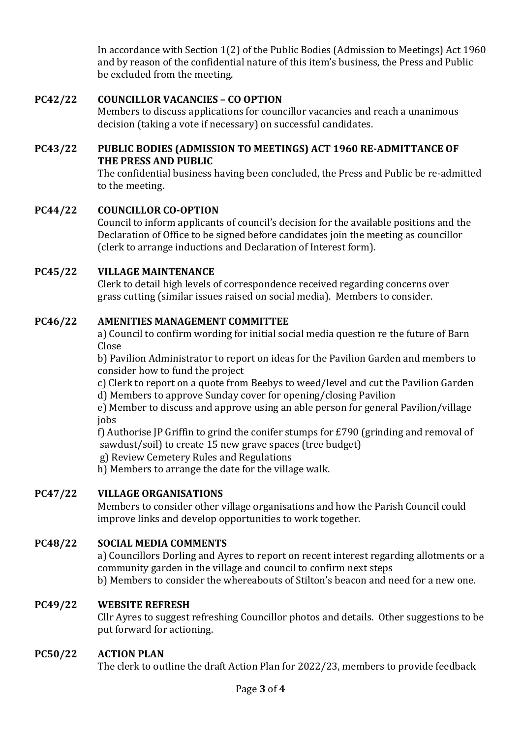In accordance with Section 1(2) of the Public Bodies (Admission to Meetings) Act 1960 and by reason of the confidential nature of this item's business, the Press and Public be excluded from the meeting.

**PC42/22 COUNCILLOR VACANCIES – CO OPTION**

Members to discuss applications for councillor vacancies and reach a unanimous decision (taking a vote if necessary) on successful candidates.

**PC43/22 PUBLIC BODIES (ADMISSION TO MEETINGS) ACT 1960 RE-ADMITTANCE OF THE PRESS AND PUBLIC**

The confidential business having been concluded, the Press and Public be re-admitted to the meeting.

**PC44/22 COUNCILLOR CO-OPTION**

Council to inform applicants of council's decision for the available positions and the Declaration of Office to be signed before candidates join the meeting as councillor (clerk to arrange inductions and Declaration of Interest form).

**PC45/22 VILLAGE MAINTENANCE**

Clerk to detail high levels of correspondence received regarding concerns over grass cutting (similar issues raised on social media). Members to consider.

**PC46/22 AMENITIES MANAGEMENT COMMITTEE**

a) Council to confirm wording for initial social media question re the future of Barn Close

b) Pavilion Administrator to report on ideas for the Pavilion Garden and members to consider how to fund the project

c) Clerk to report on a quote from Beebys to weed/level and cut the Pavilion Garden

d) Members to approve Sunday cover for opening/closing Pavilion

e) Member to discuss and approve using an able person for general Pavilion/village jobs

f) Authorise JP Griffin to grind the conifer stumps for £790 (grinding and removal of sawdust/soil) to create 15 new grave spaces (tree budget)

g) Review Cemetery Rules and Regulations

h) Members to arrange the date for the village walk.

**PC47/22 VILLAGE ORGANISATIONS**

Members to consider other village organisations and how the Parish Council could improve links and develop opportunities to work together.

**PC48/22 SOCIAL MEDIA COMMENTS**

a) Councillors Dorling and Ayres to report on recent interest regarding allotments or a community garden in the village and council to confirm next steps

b) Members to consider the whereabouts of Stilton's beacon and need for a new one.

**PC49/22 WEBSITE REFRESH**

Cllr Ayres to suggest refreshing Councillor photos and details. Other suggestions to be put forward for actioning.

**PC50/22 ACTION PLAN**

The clerk to outline the draft Action Plan for 2022/23, members to provide feedback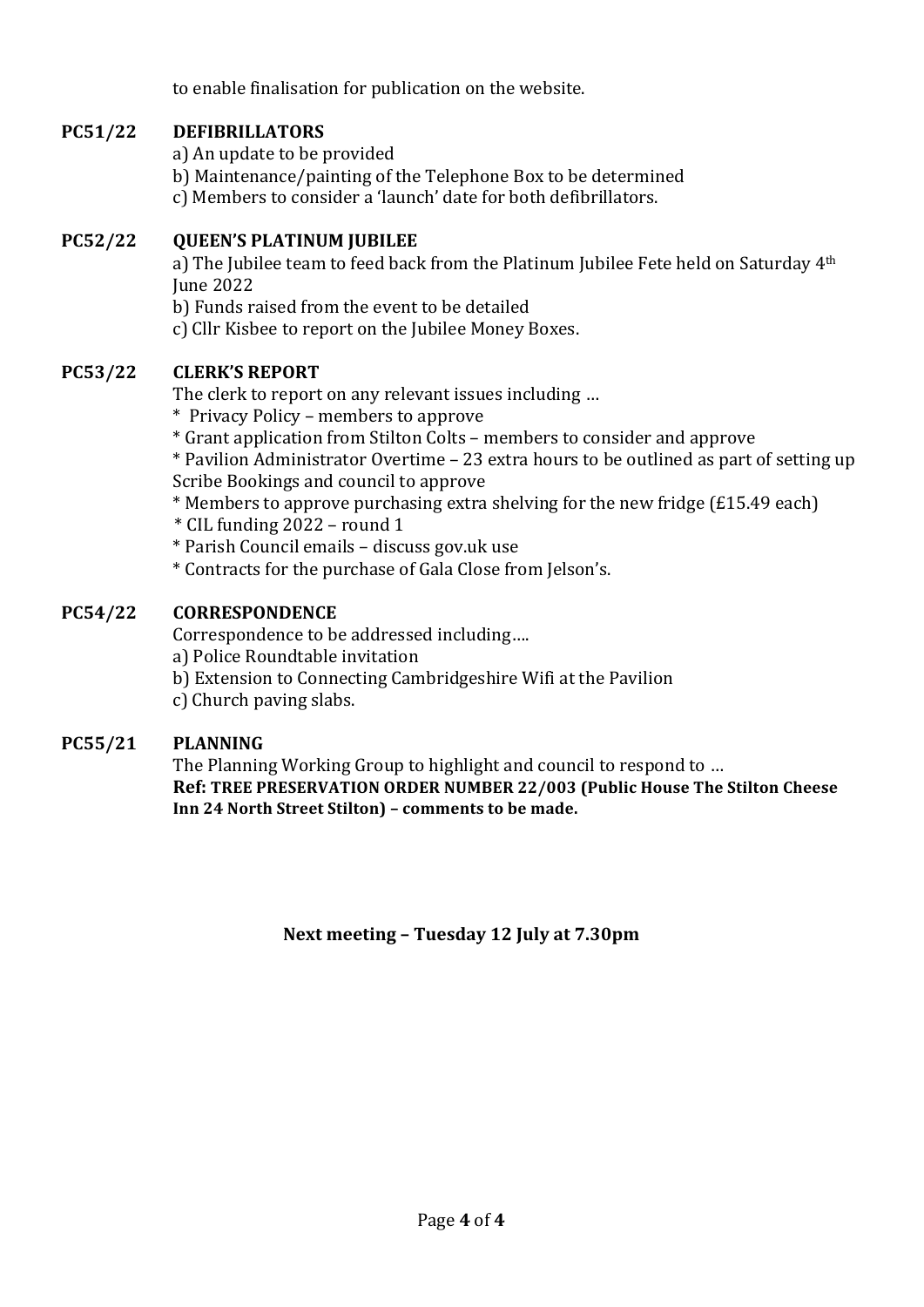to enable finalisation for publication on the website.

**PC51/22 DEFIBRILLATORS**

a) An update to be provided
b) Maintenance/painting of the Telephone Box to be determined
c) Members to consider a 'launch' date for both defibrillators.

**PC52/22 QUEEN'S PLATINUM JUBILEE**

a) The Jubilee team to feed back from the Platinum Jubilee Fete held on Saturday 4th June 2022
b) Funds raised from the event to be detailed
c) Cllr Kisbee to report on the Jubilee Money Boxes.

**PC53/22 CLERK'S REPORT**

The clerk to report on any relevant issues including …
* Privacy Policy – members to approve
* Grant application from Stilton Colts – members to consider and approve
* Pavilion Administrator Overtime – 23 extra hours to be outlined as part of setting up Scribe Bookings and council to approve
* Members to approve purchasing extra shelving for the new fridge (£15.49 each)
* CIL funding 2022 – round 1
* Parish Council emails – discuss gov.uk use
* Contracts for the purchase of Gala Close from Jelson's.

**PC54/22 CORRESPONDENCE**

Correspondence to be addressed including….
a) Police Roundtable invitation
b) Extension to Connecting Cambridgeshire Wifi at the Pavilion
c) Church paving slabs.

**PC55/21 PLANNING**

The Planning Working Group to highlight and council to respond to …
**Ref: TREE PRESERVATION ORDER NUMBER 22/003 (Public House The Stilton Cheese Inn 24 North Street Stilton) – comments to be made.**

**Next meeting – Tuesday 12 July at 7.30pm**